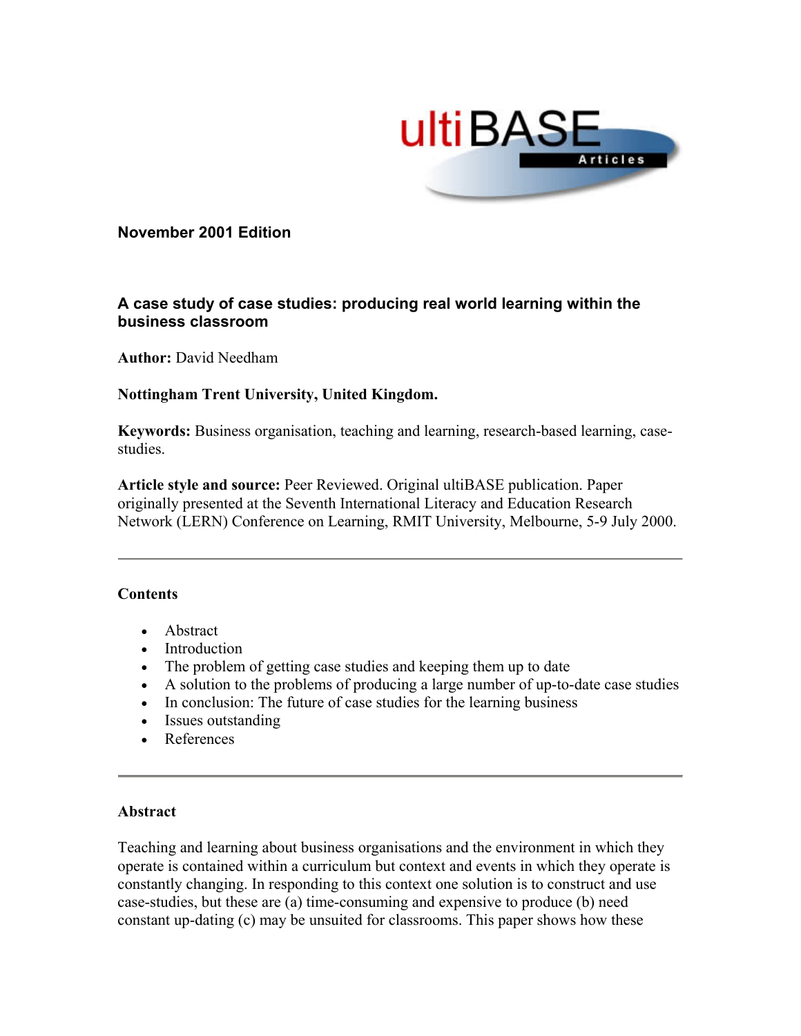**November 2001 Edition**

## A case study of case studies: producing real world learning within the business classroom

**Author:** David Needham

**Nottingham Trent University, United Kingdom.**

**Keywords:** Business organisation, teaching and learning, research-based learning, case-studies.

**Article style and source:** Peer Reviewed. Original ultiBASE publication. Paper originally presented at the Seventh International Literacy and Education Research Network (LERN) Conference on Learning, RMIT University, Melbourne, 5-9 July 2000.

---

**Contents**

- Abstract
- Introduction
- The problem of getting case studies and keeping them up to date
- A solution to the problems of producing a large number of up-to-date case studies
- In conclusion: The future of case studies for the learning business
- Issues outstanding
- References

---

### Abstract

Teaching and learning about business organisations and the environment in which they operate is contained within a curriculum but context and events in which they operate is constantly changing. In responding to this context one solution is to construct and use case-studies, but these are (a) time-consuming and expensive to produce (b) need constant up-dating (c) may be unsuited for classrooms. This paper shows how these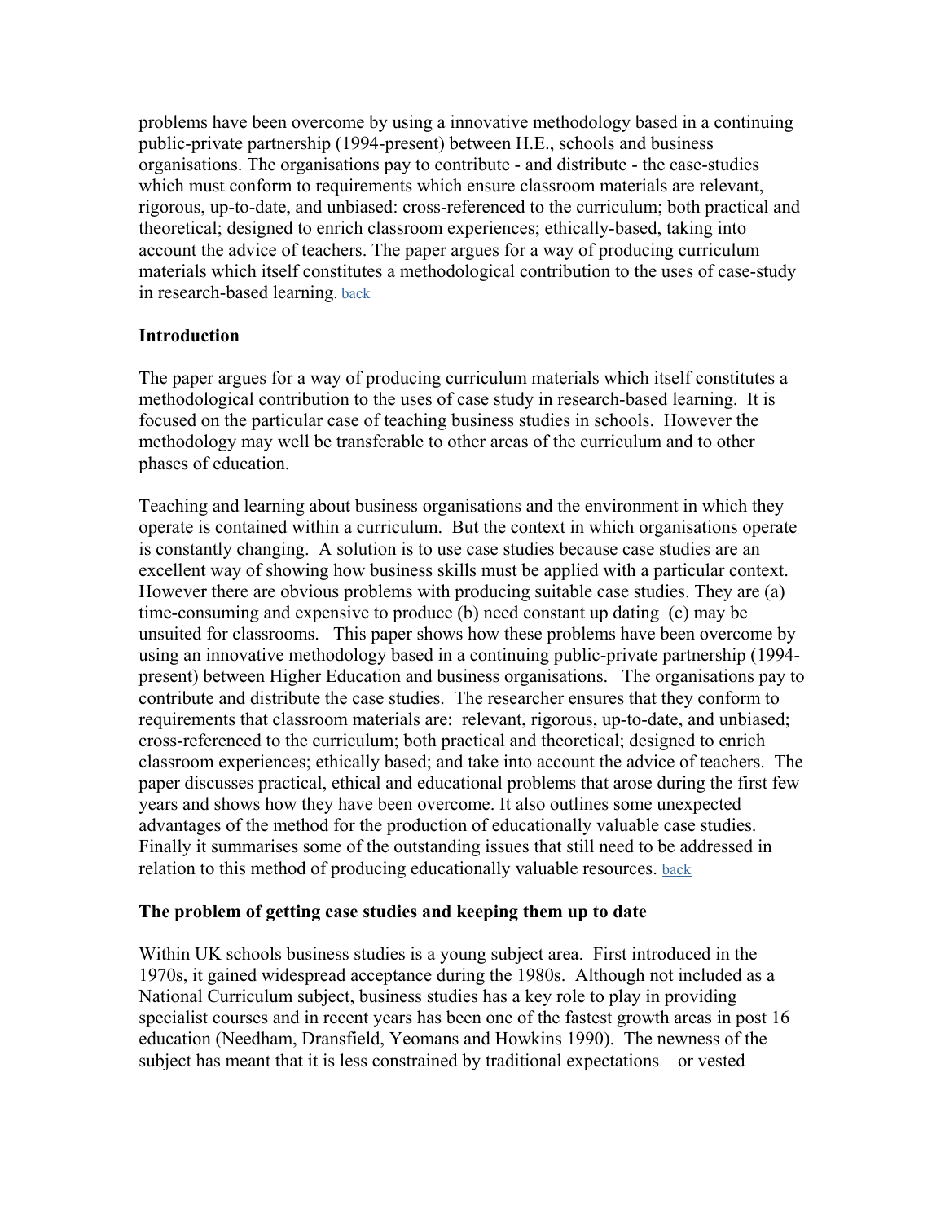problems have been overcome by using a innovative methodology based in a continuing public-private partnership (1994-present) between H.E., schools and business organisations. The organisations pay to contribute - and distribute - the case-studies which must conform to requirements which ensure classroom materials are relevant, rigorous, up-to-date, and unbiased: cross-referenced to the curriculum; both practical and theoretical; designed to enrich classroom experiences; ethically-based, taking into account the advice of teachers. The paper argues for a way of producing curriculum materials which itself constitutes a methodological contribution to the uses of case-study in research-based learning. back

### Introduction

The paper argues for a way of producing curriculum materials which itself constitutes a methodological contribution to the uses of case study in research-based learning. It is focused on the particular case of teaching business studies in schools. However the methodology may well be transferable to other areas of the curriculum and to other phases of education.

Teaching and learning about business organisations and the environment in which they operate is contained within a curriculum. But the context in which organisations operate is constantly changing. A solution is to use case studies because case studies are an excellent way of showing how business skills must be applied with a particular context. However there are obvious problems with producing suitable case studies. They are (a) time-consuming and expensive to produce (b) need constant up dating (c) may be unsuited for classrooms. This paper shows how these problems have been overcome by using an innovative methodology based in a continuing public-private partnership (1994-present) between Higher Education and business organisations. The organisations pay to contribute and distribute the case studies. The researcher ensures that they conform to requirements that classroom materials are: relevant, rigorous, up-to-date, and unbiased; cross-referenced to the curriculum; both practical and theoretical; designed to enrich classroom experiences; ethically based; and take into account the advice of teachers. The paper discusses practical, ethical and educational problems that arose during the first few years and shows how they have been overcome. It also outlines some unexpected advantages of the method for the production of educationally valuable case studies. Finally it summarises some of the outstanding issues that still need to be addressed in relation to this method of producing educationally valuable resources. back

### The problem of getting case studies and keeping them up to date

Within UK schools business studies is a young subject area. First introduced in the 1970s, it gained widespread acceptance during the 1980s. Although not included as a National Curriculum subject, business studies has a key role to play in providing specialist courses and in recent years has been one of the fastest growth areas in post 16 education (Needham, Dransfield, Yeomans and Howkins 1990). The newness of the subject has meant that it is less constrained by traditional expectations – or vested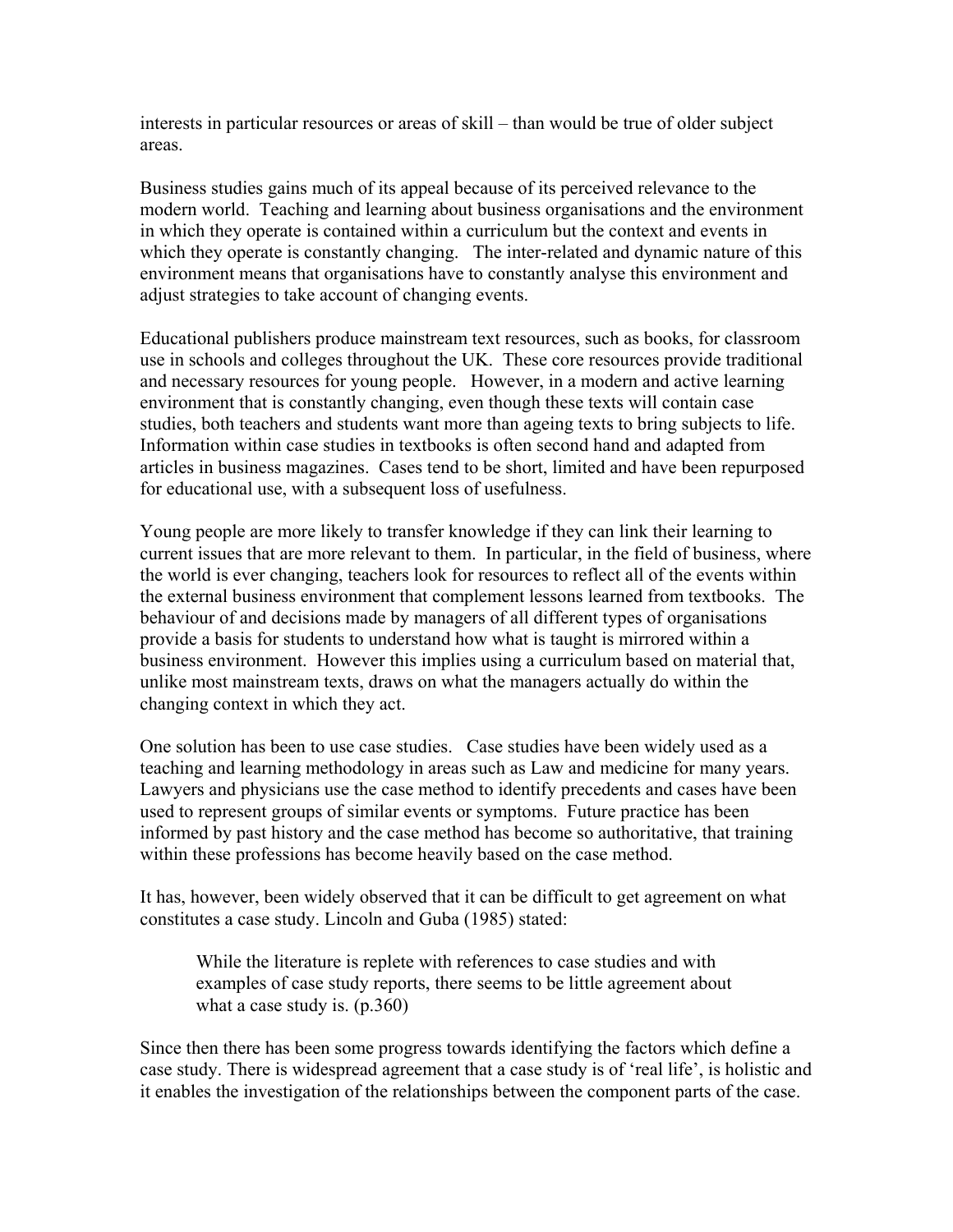interests in particular resources or areas of skill – than would be true of older subject areas.

Business studies gains much of its appeal because of its perceived relevance to the modern world. Teaching and learning about business organisations and the environment in which they operate is contained within a curriculum but the context and events in which they operate is constantly changing. The inter-related and dynamic nature of this environment means that organisations have to constantly analyse this environment and adjust strategies to take account of changing events.

Educational publishers produce mainstream text resources, such as books, for classroom use in schools and colleges throughout the UK. These core resources provide traditional and necessary resources for young people. However, in a modern and active learning environment that is constantly changing, even though these texts will contain case studies, both teachers and students want more than ageing texts to bring subjects to life. Information within case studies in textbooks is often second hand and adapted from articles in business magazines. Cases tend to be short, limited and have been repurposed for educational use, with a subsequent loss of usefulness.

Young people are more likely to transfer knowledge if they can link their learning to current issues that are more relevant to them. In particular, in the field of business, where the world is ever changing, teachers look for resources to reflect all of the events within the external business environment that complement lessons learned from textbooks. The behaviour of and decisions made by managers of all different types of organisations provide a basis for students to understand how what is taught is mirrored within a business environment. However this implies using a curriculum based on material that, unlike most mainstream texts, draws on what the managers actually do within the changing context in which they act.

One solution has been to use case studies. Case studies have been widely used as a teaching and learning methodology in areas such as Law and medicine for many years. Lawyers and physicians use the case method to identify precedents and cases have been used to represent groups of similar events or symptoms. Future practice has been informed by past history and the case method has become so authoritative, that training within these professions has become heavily based on the case method.

It has, however, been widely observed that it can be difficult to get agreement on what constitutes a case study. Lincoln and Guba (1985) stated:

> While the literature is replete with references to case studies and with examples of case study reports, there seems to be little agreement about what a case study is. (p.360)

Since then there has been some progress towards identifying the factors which define a case study. There is widespread agreement that a case study is of 'real life', is holistic and it enables the investigation of the relationships between the component parts of the case.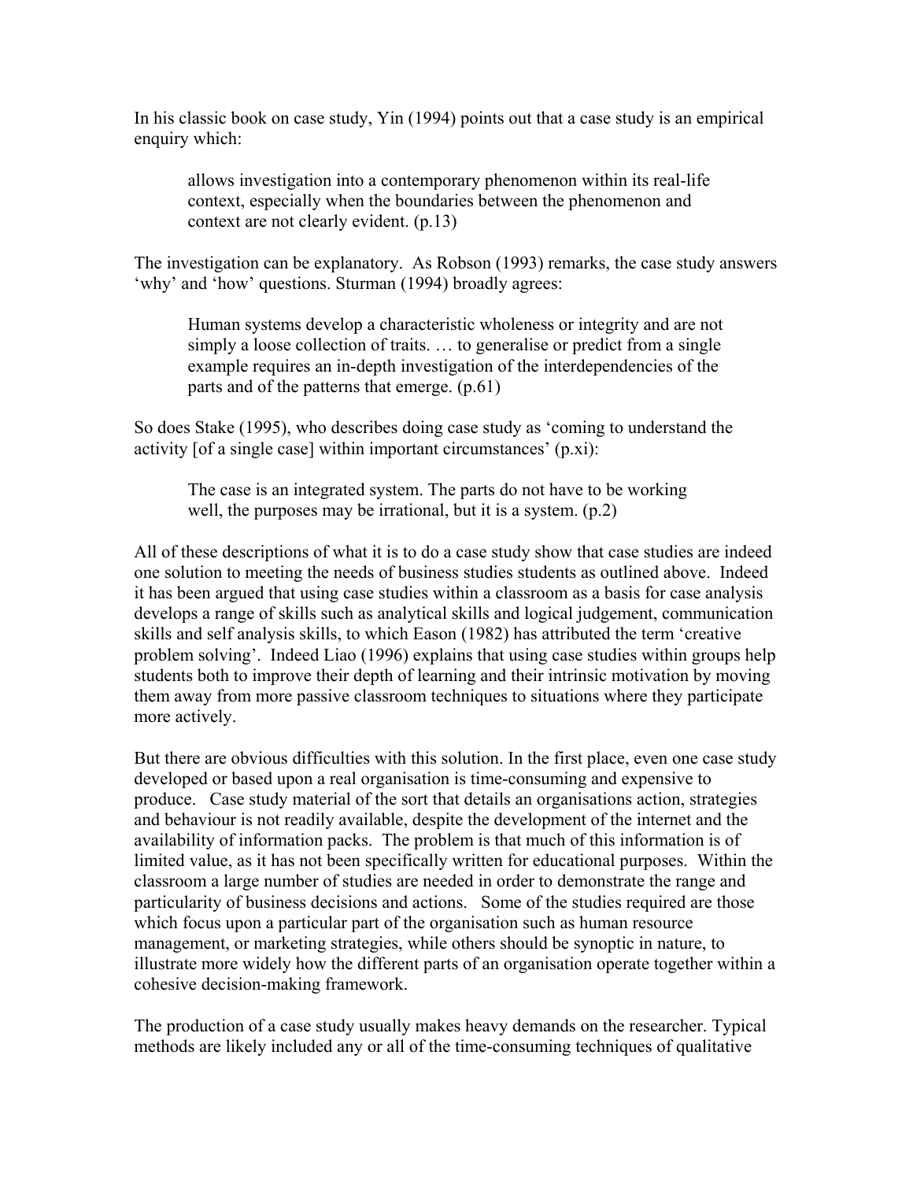In his classic book on case study, Yin (1994) points out that a case study is an empirical enquiry which:

> allows investigation into a contemporary phenomenon within its real-life context, especially when the boundaries between the phenomenon and context are not clearly evident. (p.13)

The investigation can be explanatory. As Robson (1993) remarks, the case study answers 'why' and 'how' questions. Sturman (1994) broadly agrees:

> Human systems develop a characteristic wholeness or integrity and are not simply a loose collection of traits. … to generalise or predict from a single example requires an in-depth investigation of the interdependencies of the parts and of the patterns that emerge. (p.61)

So does Stake (1995), who describes doing case study as 'coming to understand the activity [of a single case] within important circumstances' (p.xi):

> The case is an integrated system. The parts do not have to be working well, the purposes may be irrational, but it is a system. (p.2)

All of these descriptions of what it is to do a case study show that case studies are indeed one solution to meeting the needs of business studies students as outlined above. Indeed it has been argued that using case studies within a classroom as a basis for case analysis develops a range of skills such as analytical skills and logical judgement, communication skills and self analysis skills, to which Eason (1982) has attributed the term 'creative problem solving'. Indeed Liao (1996) explains that using case studies within groups help students both to improve their depth of learning and their intrinsic motivation by moving them away from more passive classroom techniques to situations where they participate more actively.

But there are obvious difficulties with this solution. In the first place, even one case study developed or based upon a real organisation is time-consuming and expensive to produce. Case study material of the sort that details an organisations action, strategies and behaviour is not readily available, despite the development of the internet and the availability of information packs. The problem is that much of this information is of limited value, as it has not been specifically written for educational purposes. Within the classroom a large number of studies are needed in order to demonstrate the range and particularity of business decisions and actions. Some of the studies required are those which focus upon a particular part of the organisation such as human resource management, or marketing strategies, while others should be synoptic in nature, to illustrate more widely how the different parts of an organisation operate together within a cohesive decision-making framework.

The production of a case study usually makes heavy demands on the researcher. Typical methods are likely included any or all of the time-consuming techniques of qualitative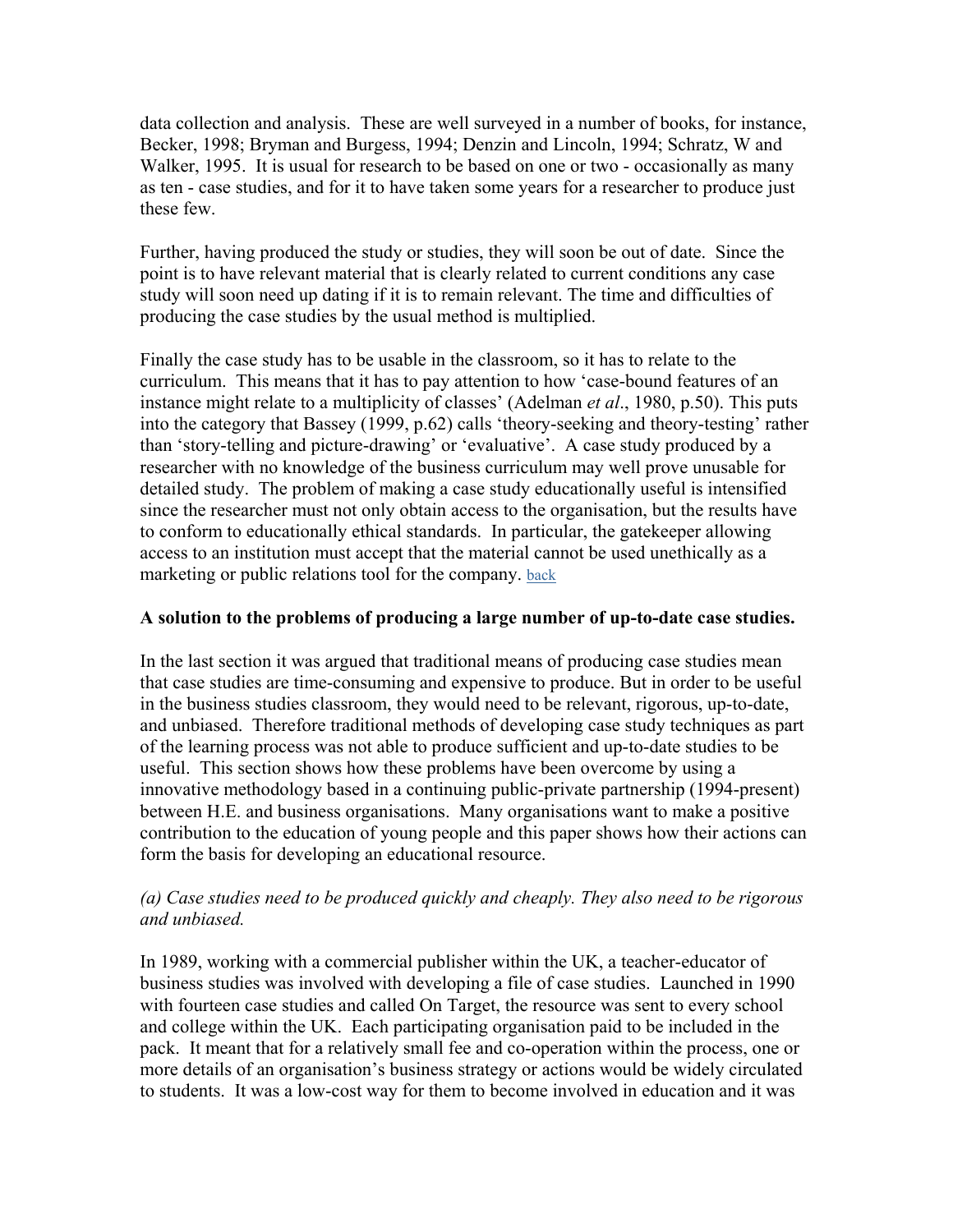data collection and analysis. These are well surveyed in a number of books, for instance, Becker, 1998; Bryman and Burgess, 1994; Denzin and Lincoln, 1994; Schratz, W and Walker, 1995. It is usual for research to be based on one or two - occasionally as many as ten - case studies, and for it to have taken some years for a researcher to produce just these few.

Further, having produced the study or studies, they will soon be out of date. Since the point is to have relevant material that is clearly related to current conditions any case study will soon need up dating if it is to remain relevant. The time and difficulties of producing the case studies by the usual method is multiplied.

Finally the case study has to be usable in the classroom, so it has to relate to the curriculum. This means that it has to pay attention to how 'case-bound features of an instance might relate to a multiplicity of classes' (Adelman *et al*., 1980, p.50). This puts into the category that Bassey (1999, p.62) calls 'theory-seeking and theory-testing' rather than 'story-telling and picture-drawing' or 'evaluative'. A case study produced by a researcher with no knowledge of the business curriculum may well prove unusable for detailed study. The problem of making a case study educationally useful is intensified since the researcher must not only obtain access to the organisation, but the results have to conform to educationally ethical standards. In particular, the gatekeeper allowing access to an institution must accept that the material cannot be used unethically as a marketing or public relations tool for the company. back

**A solution to the problems of producing a large number of up-to-date case studies.**

In the last section it was argued that traditional means of producing case studies mean that case studies are time-consuming and expensive to produce. But in order to be useful in the business studies classroom, they would need to be relevant, rigorous, up-to-date, and unbiased. Therefore traditional methods of developing case study techniques as part of the learning process was not able to produce sufficient and up-to-date studies to be useful. This section shows how these problems have been overcome by using a innovative methodology based in a continuing public-private partnership (1994-present) between H.E. and business organisations. Many organisations want to make a positive contribution to the education of young people and this paper shows how their actions can form the basis for developing an educational resource.

*(a) Case studies need to be produced quickly and cheaply. They also need to be rigorous and unbiased.*

In 1989, working with a commercial publisher within the UK, a teacher-educator of business studies was involved with developing a file of case studies. Launched in 1990 with fourteen case studies and called On Target, the resource was sent to every school and college within the UK. Each participating organisation paid to be included in the pack. It meant that for a relatively small fee and co-operation within the process, one or more details of an organisation's business strategy or actions would be widely circulated to students. It was a low-cost way for them to become involved in education and it was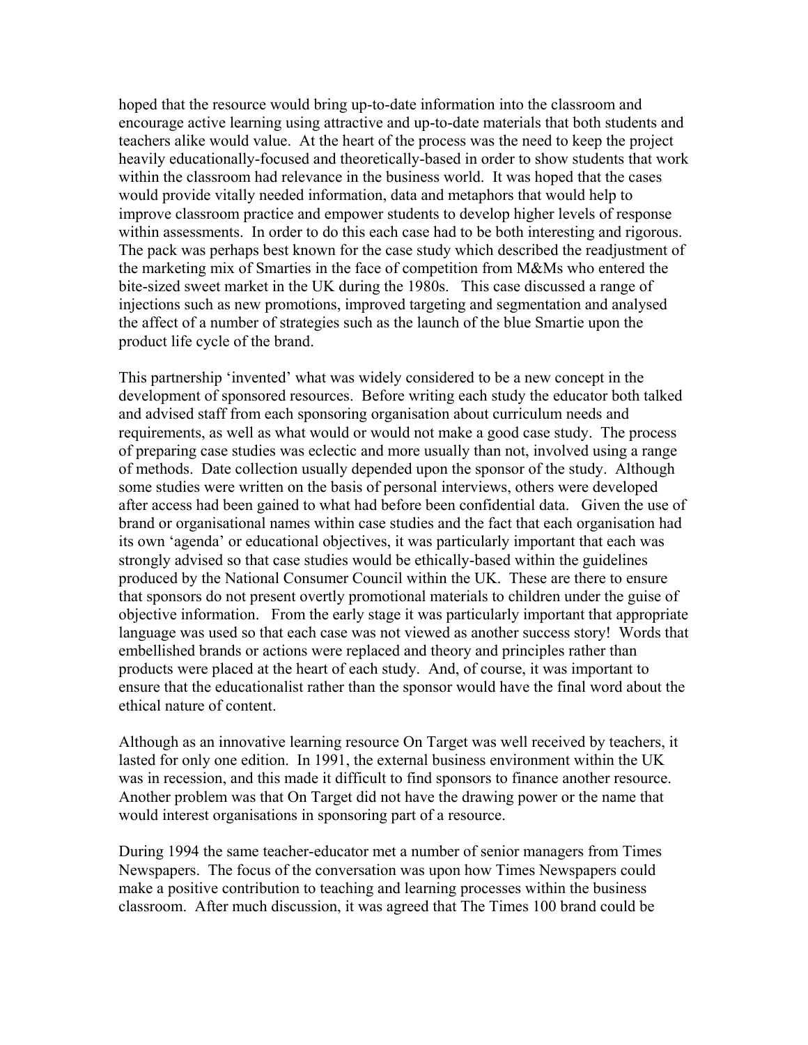hoped that the resource would bring up-to-date information into the classroom and encourage active learning using attractive and up-to-date materials that both students and teachers alike would value. At the heart of the process was the need to keep the project heavily educationally-focused and theoretically-based in order to show students that work within the classroom had relevance in the business world. It was hoped that the cases would provide vitally needed information, data and metaphors that would help to improve classroom practice and empower students to develop higher levels of response within assessments. In order to do this each case had to be both interesting and rigorous. The pack was perhaps best known for the case study which described the readjustment of the marketing mix of Smarties in the face of competition from M&Ms who entered the bite-sized sweet market in the UK during the 1980s. This case discussed a range of injections such as new promotions, improved targeting and segmentation and analysed the affect of a number of strategies such as the launch of the blue Smartie upon the product life cycle of the brand.

This partnership 'invented' what was widely considered to be a new concept in the development of sponsored resources. Before writing each study the educator both talked and advised staff from each sponsoring organisation about curriculum needs and requirements, as well as what would or would not make a good case study. The process of preparing case studies was eclectic and more usually than not, involved using a range of methods. Date collection usually depended upon the sponsor of the study. Although some studies were written on the basis of personal interviews, others were developed after access had been gained to what had before been confidential data. Given the use of brand or organisational names within case studies and the fact that each organisation had its own 'agenda' or educational objectives, it was particularly important that each was strongly advised so that case studies would be ethically-based within the guidelines produced by the National Consumer Council within the UK. These are there to ensure that sponsors do not present overtly promotional materials to children under the guise of objective information. From the early stage it was particularly important that appropriate language was used so that each case was not viewed as another success story! Words that embellished brands or actions were replaced and theory and principles rather than products were placed at the heart of each study. And, of course, it was important to ensure that the educationalist rather than the sponsor would have the final word about the ethical nature of content.

Although as an innovative learning resource On Target was well received by teachers, it lasted for only one edition. In 1991, the external business environment within the UK was in recession, and this made it difficult to find sponsors to finance another resource. Another problem was that On Target did not have the drawing power or the name that would interest organisations in sponsoring part of a resource.

During 1994 the same teacher-educator met a number of senior managers from Times Newspapers. The focus of the conversation was upon how Times Newspapers could make a positive contribution to teaching and learning processes within the business classroom. After much discussion, it was agreed that The Times 100 brand could be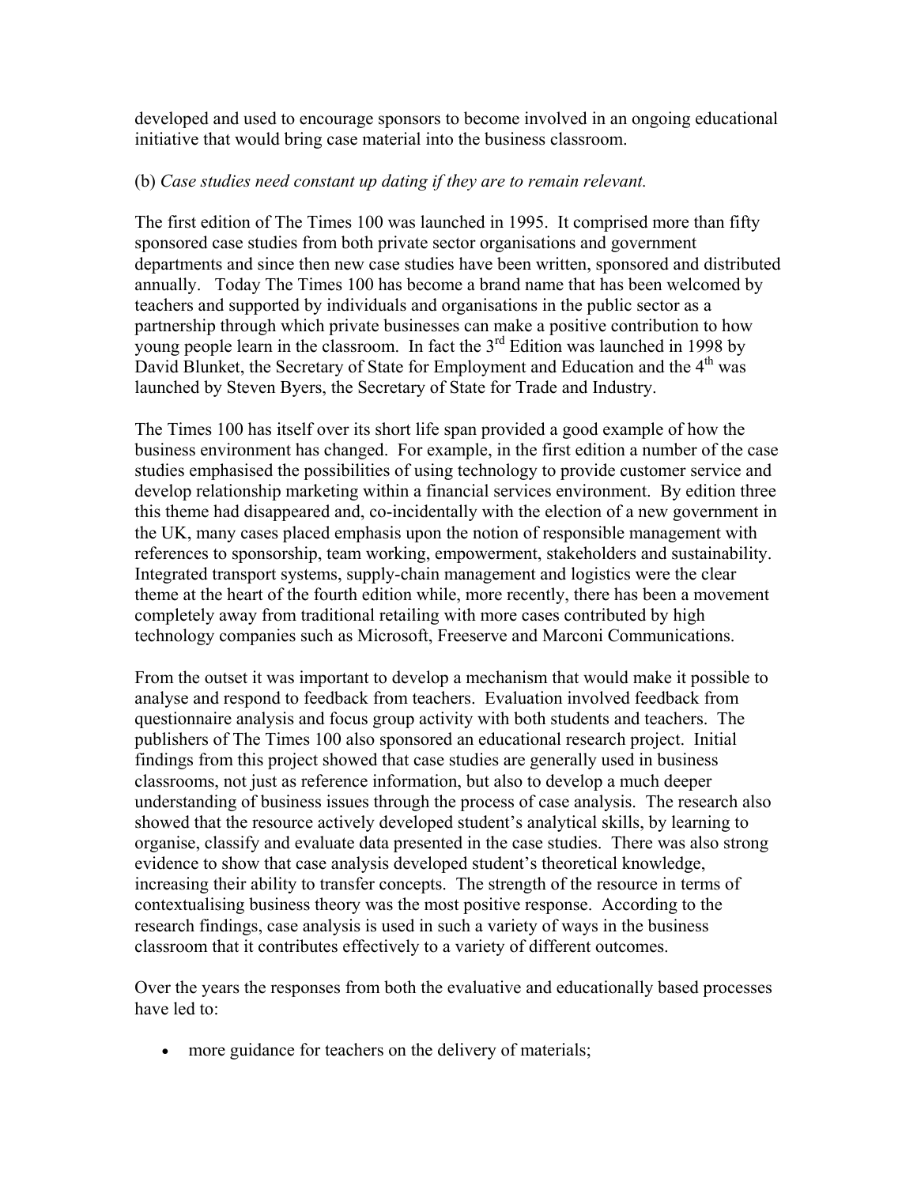developed and used to encourage sponsors to become involved in an ongoing educational initiative that would bring case material into the business classroom.

(b) *Case studies need constant up dating if they are to remain relevant.*

The first edition of The Times 100 was launched in 1995. It comprised more than fifty sponsored case studies from both private sector organisations and government departments and since then new case studies have been written, sponsored and distributed annually. Today The Times 100 has become a brand name that has been welcomed by teachers and supported by individuals and organisations in the public sector as a partnership through which private businesses can make a positive contribution to how young people learn in the classroom. In fact the 3rd Edition was launched in 1998 by David Blunket, the Secretary of State for Employment and Education and the 4th was launched by Steven Byers, the Secretary of State for Trade and Industry.

The Times 100 has itself over its short life span provided a good example of how the business environment has changed. For example, in the first edition a number of the case studies emphasised the possibilities of using technology to provide customer service and develop relationship marketing within a financial services environment. By edition three this theme had disappeared and, co-incidentally with the election of a new government in the UK, many cases placed emphasis upon the notion of responsible management with references to sponsorship, team working, empowerment, stakeholders and sustainability. Integrated transport systems, supply-chain management and logistics were the clear theme at the heart of the fourth edition while, more recently, there has been a movement completely away from traditional retailing with more cases contributed by high technology companies such as Microsoft, Freeserve and Marconi Communications.

From the outset it was important to develop a mechanism that would make it possible to analyse and respond to feedback from teachers. Evaluation involved feedback from questionnaire analysis and focus group activity with both students and teachers. The publishers of The Times 100 also sponsored an educational research project. Initial findings from this project showed that case studies are generally used in business classrooms, not just as reference information, but also to develop a much deeper understanding of business issues through the process of case analysis. The research also showed that the resource actively developed student's analytical skills, by learning to organise, classify and evaluate data presented in the case studies. There was also strong evidence to show that case analysis developed student's theoretical knowledge, increasing their ability to transfer concepts. The strength of the resource in terms of contextualising business theory was the most positive response. According to the research findings, case analysis is used in such a variety of ways in the business classroom that it contributes effectively to a variety of different outcomes.

Over the years the responses from both the evaluative and educationally based processes have led to:

- more guidance for teachers on the delivery of materials;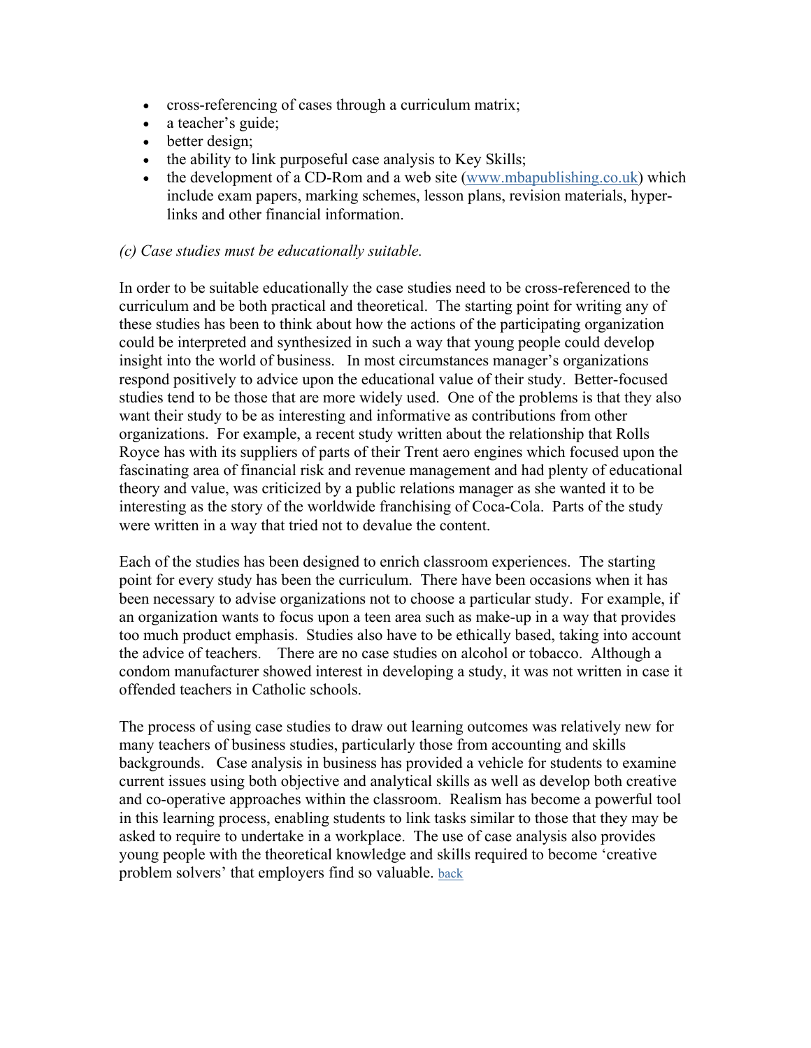- cross-referencing of cases through a curriculum matrix;
- a teacher's guide;
- better design;
- the ability to link purposeful case analysis to Key Skills;
- the development of a CD-Rom and a web site (www.mbapublishing.co.uk) which include exam papers, marking schemes, lesson plans, revision materials, hyper-links and other financial information.

*(c) Case studies must be educationally suitable.*

In order to be suitable educationally the case studies need to be cross-referenced to the curriculum and be both practical and theoretical. The starting point for writing any of these studies has been to think about how the actions of the participating organization could be interpreted and synthesized in such a way that young people could develop insight into the world of business. In most circumstances manager's organizations respond positively to advice upon the educational value of their study. Better-focused studies tend to be those that are more widely used. One of the problems is that they also want their study to be as interesting and informative as contributions from other organizations. For example, a recent study written about the relationship that Rolls Royce has with its suppliers of parts of their Trent aero engines which focused upon the fascinating area of financial risk and revenue management and had plenty of educational theory and value, was criticized by a public relations manager as she wanted it to be interesting as the story of the worldwide franchising of Coca-Cola. Parts of the study were written in a way that tried not to devalue the content.

Each of the studies has been designed to enrich classroom experiences. The starting point for every study has been the curriculum. There have been occasions when it has been necessary to advise organizations not to choose a particular study. For example, if an organization wants to focus upon a teen area such as make-up in a way that provides too much product emphasis. Studies also have to be ethically based, taking into account the advice of teachers. There are no case studies on alcohol or tobacco. Although a condom manufacturer showed interest in developing a study, it was not written in case it offended teachers in Catholic schools.

The process of using case studies to draw out learning outcomes was relatively new for many teachers of business studies, particularly those from accounting and skills backgrounds. Case analysis in business has provided a vehicle for students to examine current issues using both objective and analytical skills as well as develop both creative and co-operative approaches within the classroom. Realism has become a powerful tool in this learning process, enabling students to link tasks similar to those that they may be asked to require to undertake in a workplace. The use of case analysis also provides young people with the theoretical knowledge and skills required to become 'creative problem solvers' that employers find so valuable. back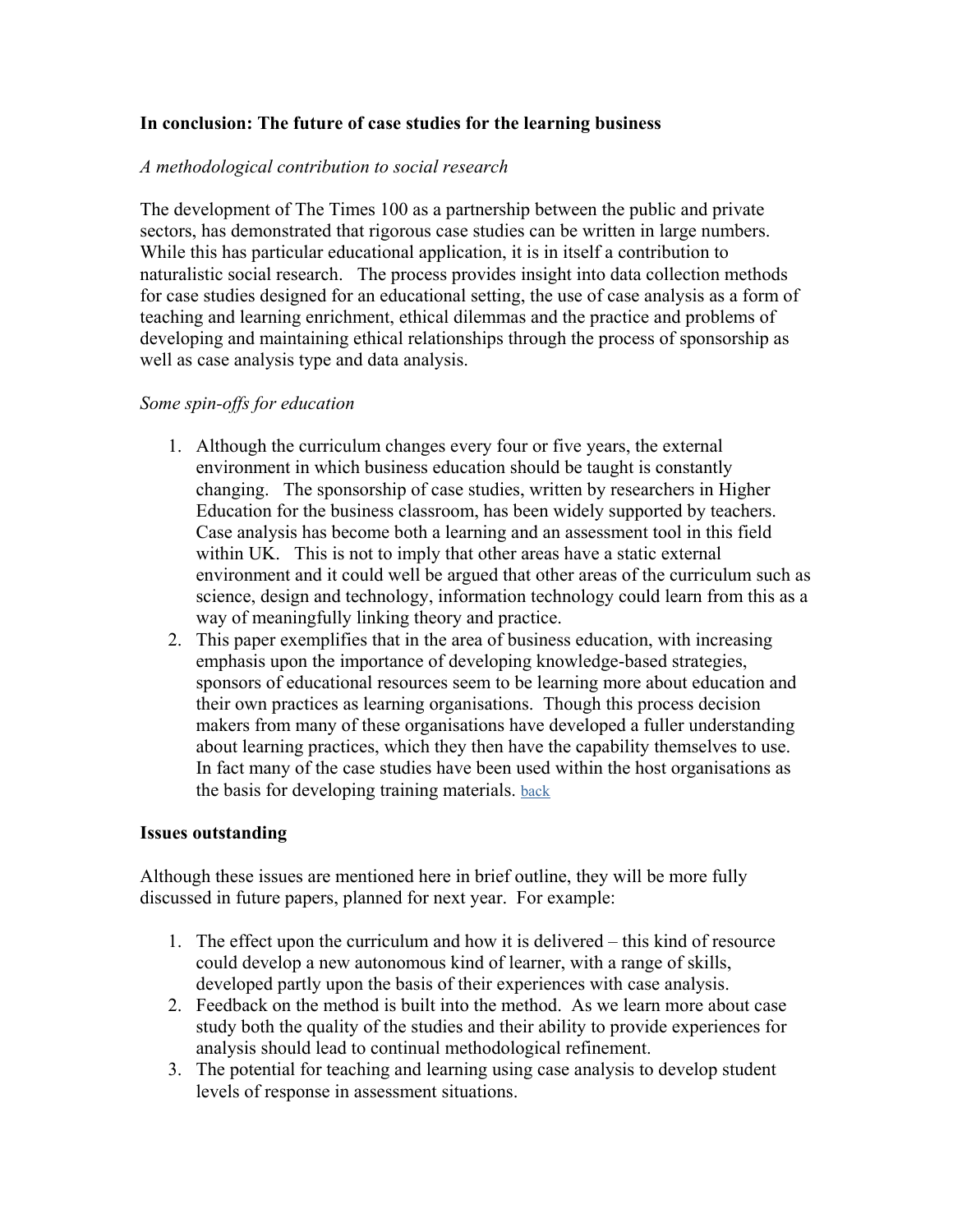**In conclusion: The future of case studies for the learning business**

*A methodological contribution to social research*

The development of The Times 100 as a partnership between the public and private sectors, has demonstrated that rigorous case studies can be written in large numbers. While this has particular educational application, it is in itself a contribution to naturalistic social research. The process provides insight into data collection methods for case studies designed for an educational setting, the use of case analysis as a form of teaching and learning enrichment, ethical dilemmas and the practice and problems of developing and maintaining ethical relationships through the process of sponsorship as well as case analysis type and data analysis.

*Some spin-offs for education*

1. Although the curriculum changes every four or five years, the external environment in which business education should be taught is constantly changing. The sponsorship of case studies, written by researchers in Higher Education for the business classroom, has been widely supported by teachers. Case analysis has become both a learning and an assessment tool in this field within UK. This is not to imply that other areas have a static external environment and it could well be argued that other areas of the curriculum such as science, design and technology, information technology could learn from this as a way of meaningfully linking theory and practice.
2. This paper exemplifies that in the area of business education, with increasing emphasis upon the importance of developing knowledge-based strategies, sponsors of educational resources seem to be learning more about education and their own practices as learning organisations. Though this process decision makers from many of these organisations have developed a fuller understanding about learning practices, which they then have the capability themselves to use. In fact many of the case studies have been used within the host organisations as the basis for developing training materials. back

**Issues outstanding**

Although these issues are mentioned here in brief outline, they will be more fully discussed in future papers, planned for next year. For example:

1. The effect upon the curriculum and how it is delivered – this kind of resource could develop a new autonomous kind of learner, with a range of skills, developed partly upon the basis of their experiences with case analysis.
2. Feedback on the method is built into the method. As we learn more about case study both the quality of the studies and their ability to provide experiences for analysis should lead to continual methodological refinement.
3. The potential for teaching and learning using case analysis to develop student levels of response in assessment situations.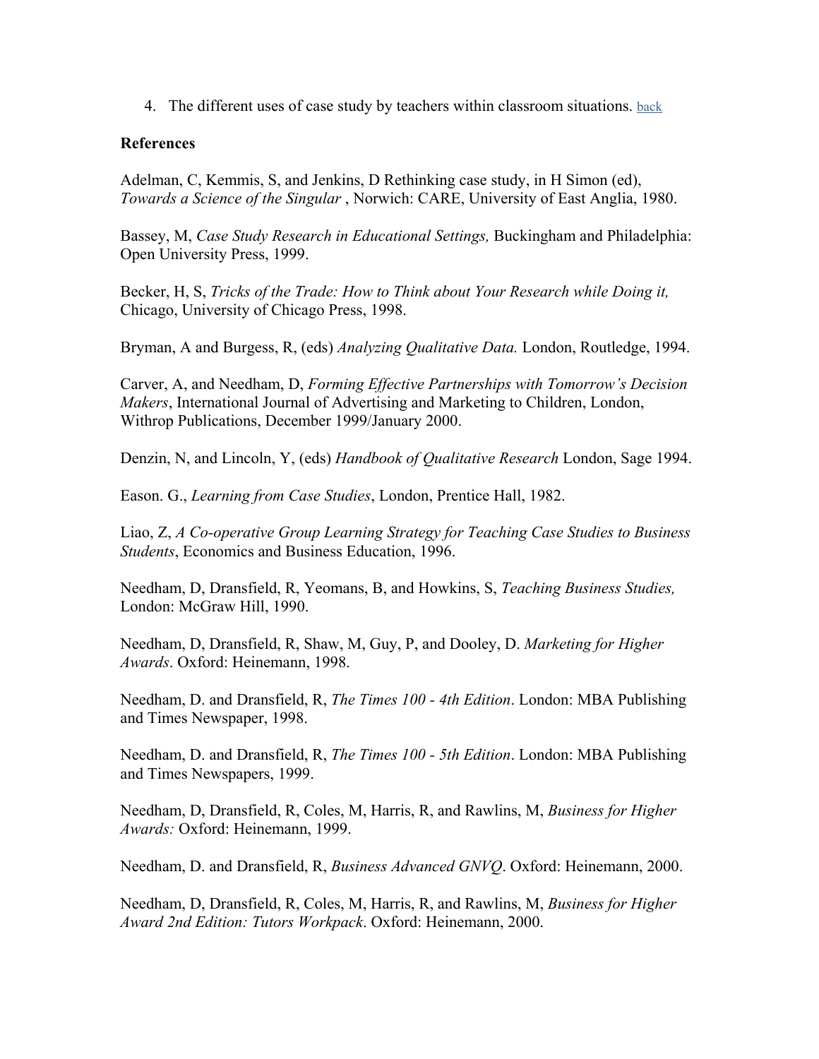4. The different uses of case study by teachers within classroom situations. back

**References**

Adelman, C, Kemmis, S, and Jenkins, D Rethinking case study, in H Simon (ed), *Towards a Science of the Singular* , Norwich: CARE, University of East Anglia, 1980.

Bassey, M, *Case Study Research in Educational Settings,* Buckingham and Philadelphia: Open University Press, 1999.

Becker, H, S, *Tricks of the Trade: How to Think about Your Research while Doing it,* Chicago, University of Chicago Press, 1998.

Bryman, A and Burgess, R, (eds) *Analyzing Qualitative Data.* London, Routledge, 1994.

Carver, A, and Needham, D, *Forming Effective Partnerships with Tomorrow's Decision Makers*, International Journal of Advertising and Marketing to Children, London, Withrop Publications, December 1999/January 2000.

Denzin, N, and Lincoln, Y, (eds) *Handbook of Qualitative Research* London, Sage 1994.

Eason. G., *Learning from Case Studies*, London, Prentice Hall, 1982.

Liao, Z, *A Co-operative Group Learning Strategy for Teaching Case Studies to Business Students*, Economics and Business Education, 1996.

Needham, D, Dransfield, R, Yeomans, B, and Howkins, S, *Teaching Business Studies,* London: McGraw Hill, 1990.

Needham, D, Dransfield, R, Shaw, M, Guy, P, and Dooley, D. *Marketing for Higher Awards*. Oxford: Heinemann, 1998.

Needham, D. and Dransfield, R, *The Times 100 - 4th Edition*. London: MBA Publishing and Times Newspaper, 1998.

Needham, D. and Dransfield, R, *The Times 100 - 5th Edition*. London: MBA Publishing and Times Newspapers, 1999.

Needham, D, Dransfield, R, Coles, M, Harris, R, and Rawlins, M, *Business for Higher Awards:* Oxford: Heinemann, 1999.

Needham, D. and Dransfield, R, *Business Advanced GNVQ*. Oxford: Heinemann, 2000.

Needham, D, Dransfield, R, Coles, M, Harris, R, and Rawlins, M, *Business for Higher Award 2nd Edition: Tutors Workpack*. Oxford: Heinemann, 2000.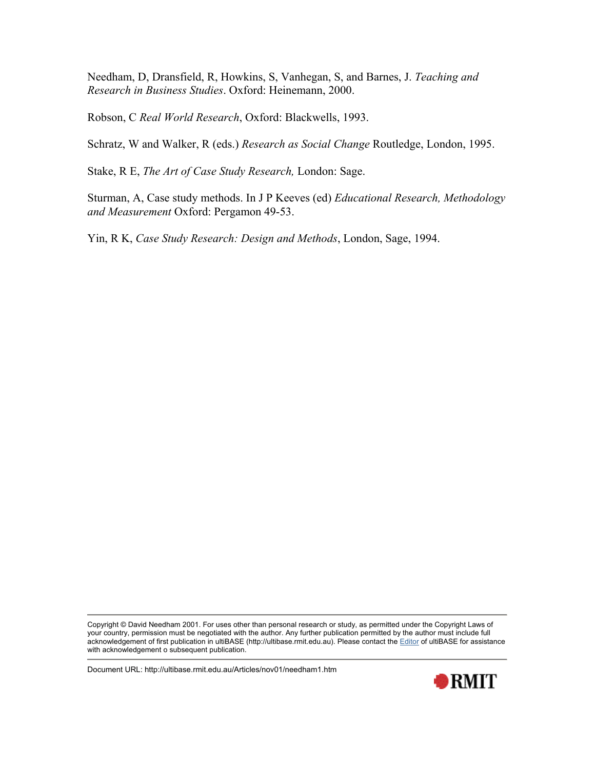Needham, D, Dransfield, R, Howkins, S, Vanhegan, S, and Barnes, J. *Teaching and Research in Business Studies*. Oxford: Heinemann, 2000.

Robson, C *Real World Research*, Oxford: Blackwells, 1993.

Schratz, W and Walker, R (eds.) *Research as Social Change* Routledge, London, 1995.

Stake, R E, *The Art of Case Study Research,* London: Sage.

Sturman, A, Case study methods. In J P Keeves (ed) *Educational Research, Methodology and Measurement* Oxford: Pergamon 49-53.

Yin, R K, *Case Study Research: Design and Methods*, London, Sage, 1994.

---

Copyright © David Needham 2001. For uses other than personal research or study, as permitted under the Copyright Laws of your country, permission must be negotiated with the author. Any further publication permitted by the author must include full acknowledgement of first publication in ultiBASE (http://ultibase.rmit.edu.au). Please contact the Editor of ultiBASE for assistance with acknowledgement o subsequent publication.

---

Document URL: http://ultibase.rmit.edu.au/Articles/nov01/needham1.htm

RMIT